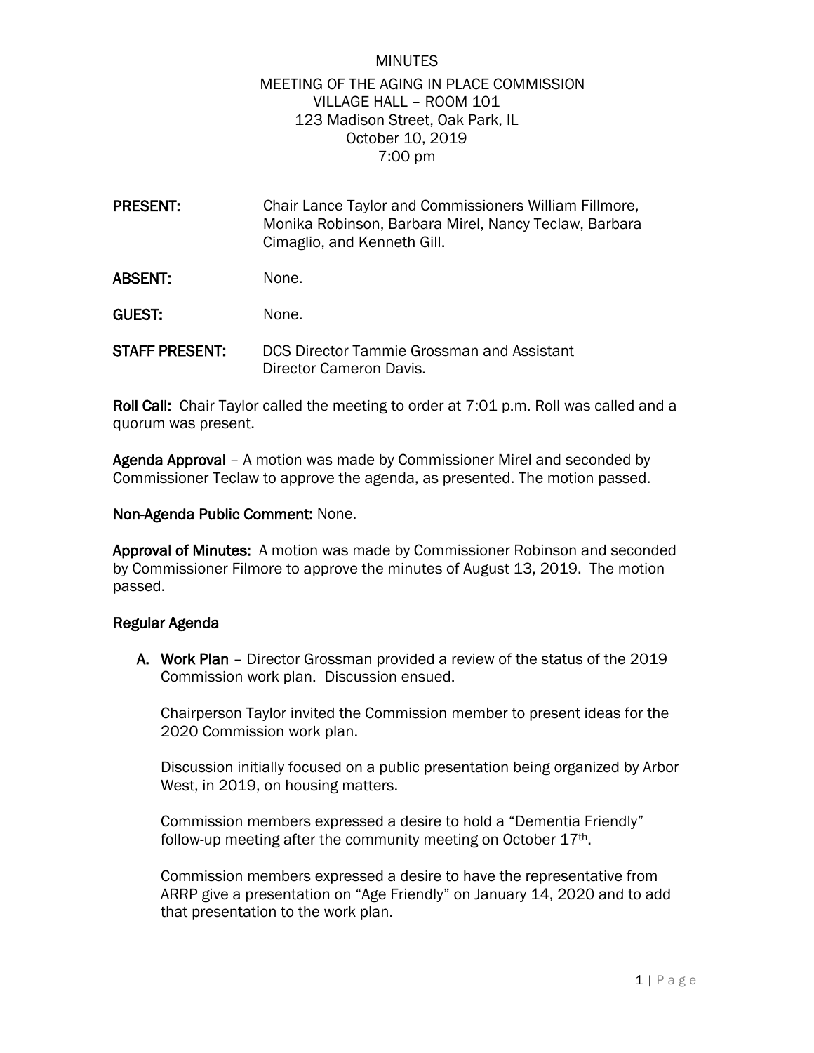MINUTES

MEETING OF THE AGING IN PLACE COMMISSION
VILLAGE HALL – ROOM 101
123 Madison Street, Oak Park, IL
October 10, 2019
7:00 pm

**PRESENT:** Chair Lance Taylor and Commissioners William Fillmore, Monika Robinson, Barbara Mirel, Nancy Teclaw, Barbara Cimaglio, and Kenneth Gill.

**ABSENT:** None.

**GUEST:** None.

**STAFF PRESENT:** DCS Director Tammie Grossman and Assistant Director Cameron Davis.

**Roll Call:** Chair Taylor called the meeting to order at 7:01 p.m. Roll was called and a quorum was present.

**Agenda Approval** – A motion was made by Commissioner Mirel and seconded by Commissioner Teclaw to approve the agenda, as presented. The motion passed.

**Non-Agenda Public Comment:** None.

**Approval of Minutes:** A motion was made by Commissioner Robinson and seconded by Commissioner Filmore to approve the minutes of August 13, 2019. The motion passed.

**Regular Agenda**

**A. Work Plan** – Director Grossman provided a review of the status of the 2019 Commission work plan. Discussion ensued.

Chairperson Taylor invited the Commission member to present ideas for the 2020 Commission work plan.

Discussion initially focused on a public presentation being organized by Arbor West, in 2019, on housing matters.

Commission members expressed a desire to hold a "Dementia Friendly" follow-up meeting after the community meeting on October 17th.

Commission members expressed a desire to have the representative from ARRP give a presentation on "Age Friendly" on January 14, 2020 and to add that presentation to the work plan.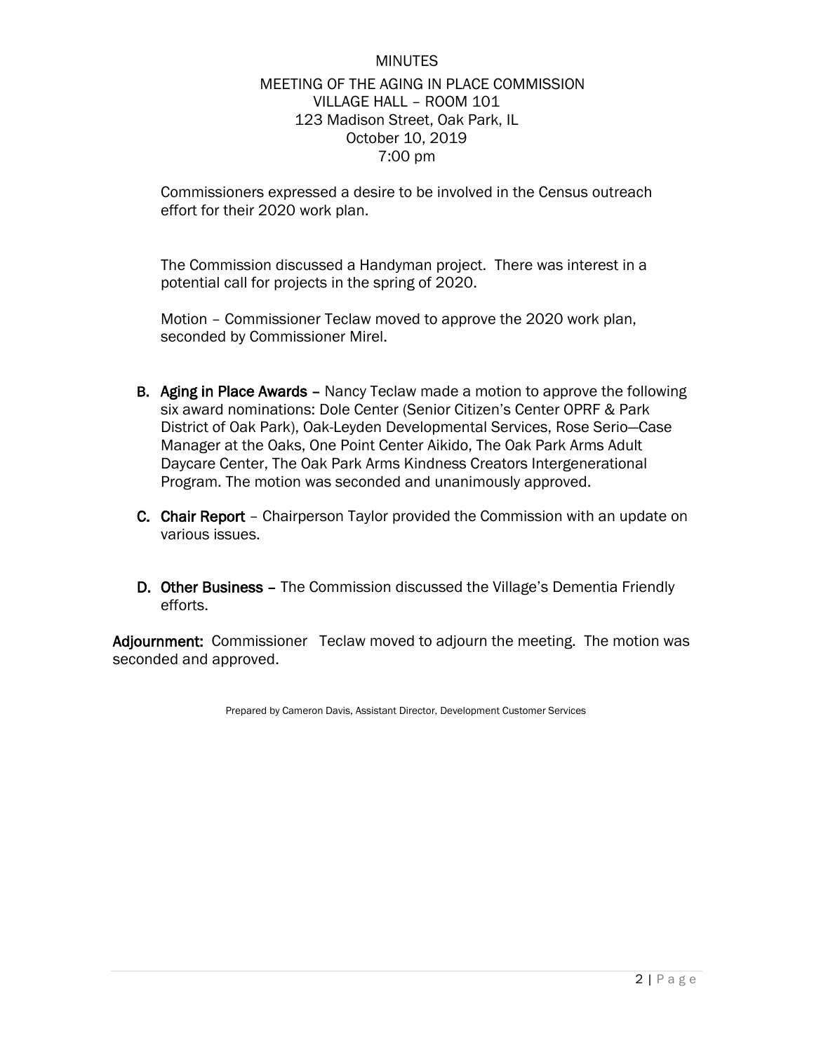MINUTES

MEETING OF THE AGING IN PLACE COMMISSION
VILLAGE HALL – ROOM 101
123 Madison Street, Oak Park, IL
October 10, 2019
7:00 pm

Commissioners expressed a desire to be involved in the Census outreach effort for their 2020 work plan.

The Commission discussed a Handyman project. There was interest in a potential call for projects in the spring of 2020.

Motion – Commissioner Teclaw moved to approve the 2020 work plan, seconded by Commissioner Mirel.

B. **Aging in Place Awards** – Nancy Teclaw made a motion to approve the following six award nominations: Dole Center (Senior Citizen's Center OPRF & Park District of Oak Park), Oak-Leyden Developmental Services, Rose Serio—Case Manager at the Oaks, One Point Center Aikido, The Oak Park Arms Adult Daycare Center, The Oak Park Arms Kindness Creators Intergenerational Program. The motion was seconded and unanimously approved.

C. **Chair Report** – Chairperson Taylor provided the Commission with an update on various issues.

D. **Other Business** – The Commission discussed the Village's Dementia Friendly efforts.

**Adjournment:** Commissioner Teclaw moved to adjourn the meeting. The motion was seconded and approved.

Prepared by Cameron Davis, Assistant Director, Development Customer Services